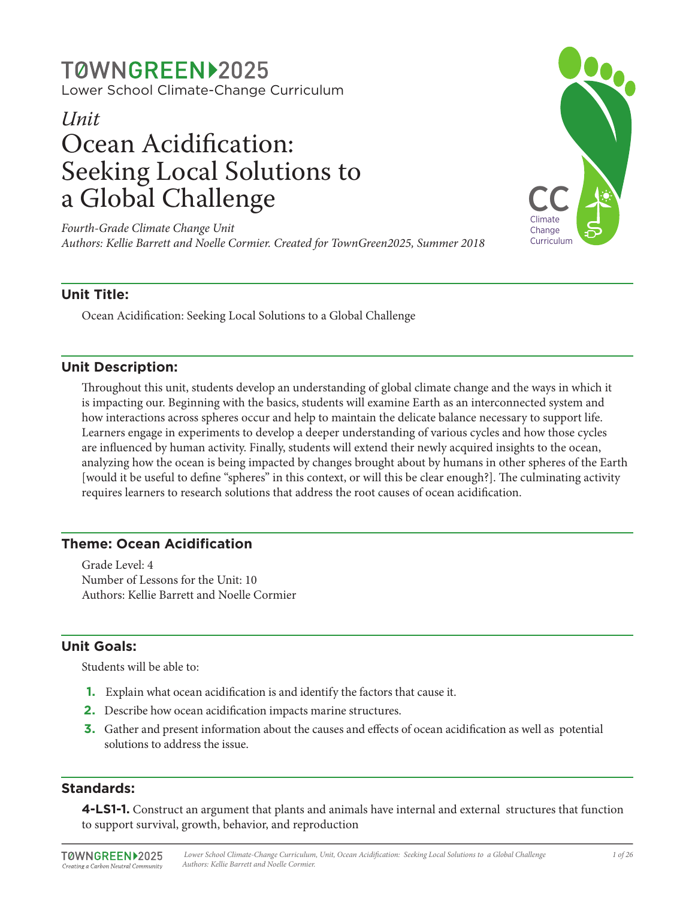# TØWNGREEN▸2025

Lower School Climate-Change Curriculum

# *Unit*
# Ocean Acidification: Seeking Local Solutions to a Global Challenge

*Fourth-Grade Climate Change Unit*
*Authors: Kellie Barrett and Noelle Cormier. Created for TownGreen2025, Summer 2018*

CC Climate Change Curriculum

## Unit Title:

Ocean Acidification: Seeking Local Solutions to a Global Challenge

## Unit Description:

Throughout this unit, students develop an understanding of global climate change and the ways in which it is impacting our. Beginning with the basics, students will examine Earth as an interconnected system and how interactions across spheres occur and help to maintain the delicate balance necessary to support life. Learners engage in experiments to develop a deeper understanding of various cycles and how those cycles are influenced by human activity. Finally, students will extend their newly acquired insights to the ocean, analyzing how the ocean is being impacted by changes brought about by humans in other spheres of the Earth [would it be useful to define "spheres" in this context, or will this be clear enough?]. The culminating activity requires learners to research solutions that address the root causes of ocean acidification.

## Theme: Ocean Acidification

Grade Level: 4
Number of Lessons for the Unit: 10
Authors: Kellie Barrett and Noelle Cormier

## Unit Goals:

Students will be able to:

1. Explain what ocean acidification is and identify the factors that cause it.
2. Describe how ocean acidification impacts marine structures.
3. Gather and present information about the causes and effects of ocean acidification as well as potential solutions to address the issue.

## Standards:

**4-LS1-1.** Construct an argument that plants and animals have internal and external structures that function to support survival, growth, behavior, and reproduction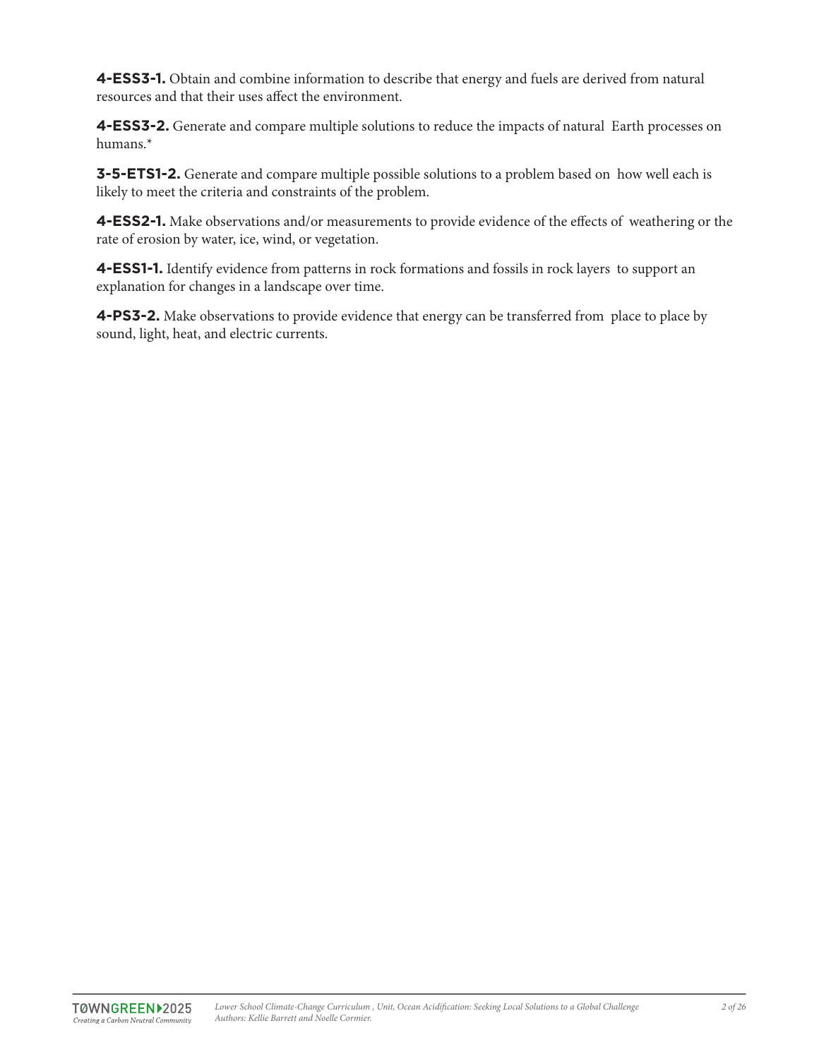**4-ESS3-1.** Obtain and combine information to describe that energy and fuels are derived from natural resources and that their uses affect the environment.

**4-ESS3-2.** Generate and compare multiple solutions to reduce the impacts of natural Earth processes on humans.*

**3-5-ETS1-2.** Generate and compare multiple possible solutions to a problem based on how well each is likely to meet the criteria and constraints of the problem.

**4-ESS2-1.** Make observations and/or measurements to provide evidence of the effects of weathering or the rate of erosion by water, ice, wind, or vegetation.

**4-ESS1-1.** Identify evidence from patterns in rock formations and fossils in rock layers to support an explanation for changes in a landscape over time.

**4-PS3-2.** Make observations to provide evidence that energy can be transferred from place to place by sound, light, heat, and electric currents.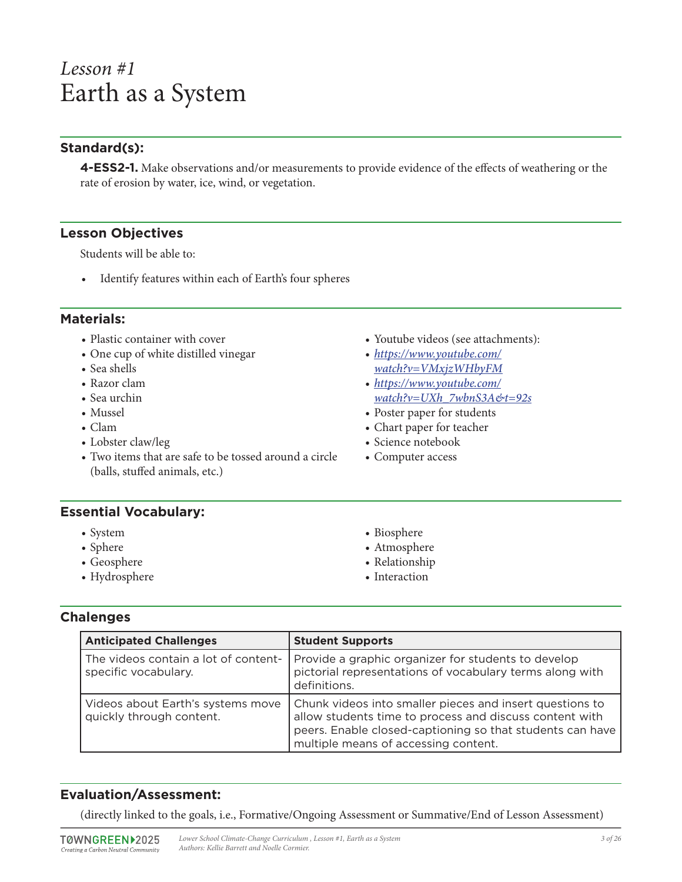*Lesson #1*

# Earth as a System

## Standard(s):

**4-ESS2-1.** Make observations and/or measurements to provide evidence of the effects of weathering or the rate of erosion by water, ice, wind, or vegetation.

## Lesson Objectives

Students will be able to:

- Identify features within each of Earth's four spheres

## Materials:

- Plastic container with cover
- One cup of white distilled vinegar
- Sea shells
- Razor clam
- Sea urchin
- Mussel
- Clam
- Lobster claw/leg
- Two items that are safe to be tossed around a circle (balls, stuffed animals, etc.)
- Youtube videos (see attachments):
- *https://www.youtube.com/watch?v=VMxjzWHbyFM*
- *https://www.youtube.com/watch?v=UXh_7wbnS3A&t=92s*
- Poster paper for students
- Chart paper for teacher
- Science notebook
- Computer access

## Essential Vocabulary:

- System
- Sphere
- Geosphere
- Hydrosphere
- Biosphere
- Atmosphere
- Relationship
- Interaction

## Chalenges

| Anticipated Challenges | Student Supports |
|---|---|
| The videos contain a lot of content-specific vocabulary. | Provide a graphic organizer for students to develop pictorial representations of vocabulary terms along with definitions. |
| Videos about Earth's systems move quickly through content. | Chunk videos into smaller pieces and insert questions to allow students time to process and discuss content with peers. Enable closed-captioning so that students can have multiple means of accessing content. |

## Evaluation/Assessment:

(directly linked to the goals, i.e., Formative/Ongoing Assessment or Summative/End of Lesson Assessment)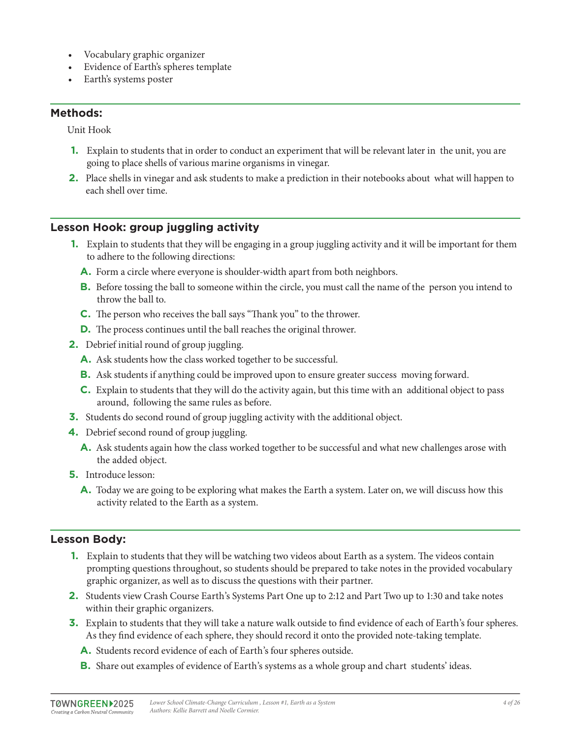- Vocabulary graphic organizer
- Evidence of Earth's spheres template
- Earth's systems poster

## Methods:

Unit Hook

1. Explain to students that in order to conduct an experiment that will be relevant later in the unit, you are going to place shells of various marine organisms in vinegar.
2. Place shells in vinegar and ask students to make a prediction in their notebooks about what will happen to each shell over time.

## Lesson Hook: group juggling activity

1. Explain to students that they will be engaging in a group juggling activity and it will be important for them to adhere to the following directions:
   A. Form a circle where everyone is shoulder-width apart from both neighbors.
   B. Before tossing the ball to someone within the circle, you must call the name of the person you intend to throw the ball to.
   C. The person who receives the ball says "Thank you" to the thrower.
   D. The process continues until the ball reaches the original thrower.
2. Debrief initial round of group juggling.
   A. Ask students how the class worked together to be successful.
   B. Ask students if anything could be improved upon to ensure greater success moving forward.
   C. Explain to students that they will do the activity again, but this time with an additional object to pass around, following the same rules as before.
3. Students do second round of group juggling activity with the additional object.
4. Debrief second round of group juggling.
   A. Ask students again how the class worked together to be successful and what new challenges arose with the added object.
5. Introduce lesson:
   A. Today we are going to be exploring what makes the Earth a system. Later on, we will discuss how this activity related to the Earth as a system.

## Lesson Body:

1. Explain to students that they will be watching two videos about Earth as a system. The videos contain prompting questions throughout, so students should be prepared to take notes in the provided vocabulary graphic organizer, as well as to discuss the questions with their partner.
2. Students view Crash Course Earth's Systems Part One up to 2:12 and Part Two up to 1:30 and take notes within their graphic organizers.
3. Explain to students that they will take a nature walk outside to find evidence of each of Earth's four spheres. As they find evidence of each sphere, they should record it onto the provided note-taking template.
   A. Students record evidence of each of Earth's four spheres outside.
   B. Share out examples of evidence of Earth's systems as a whole group and chart students' ideas.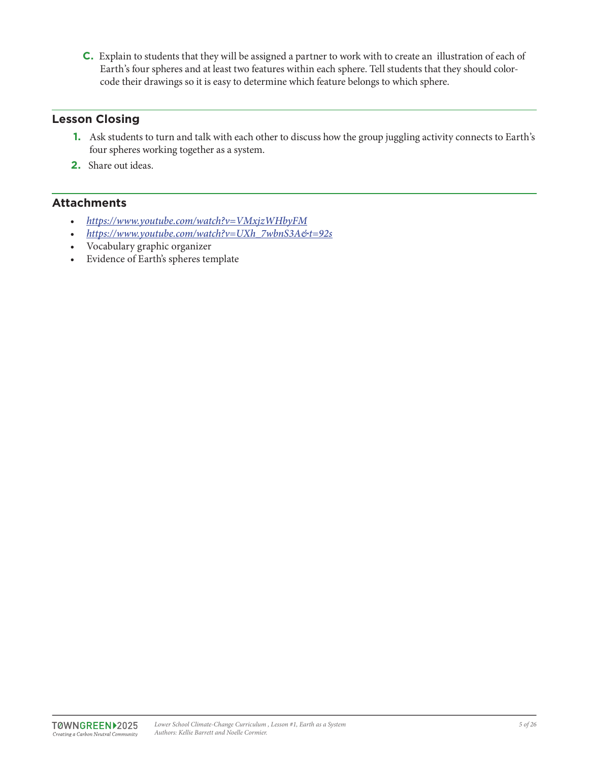C. Explain to students that they will be assigned a partner to work with to create an illustration of each of Earth's four spheres and at least two features within each sphere. Tell students that they should color-code their drawings so it is easy to determine which feature belongs to which sphere.

## Lesson Closing

1. Ask students to turn and talk with each other to discuss how the group juggling activity connects to Earth's four spheres working together as a system.
2. Share out ideas.

## Attachments

- *https://www.youtube.com/watch?v=VMxjzWHbyFM*
- *https://www.youtube.com/watch?v=UXh_7wbnS3A&t=92s*
- Vocabulary graphic organizer
- Evidence of Earth's spheres template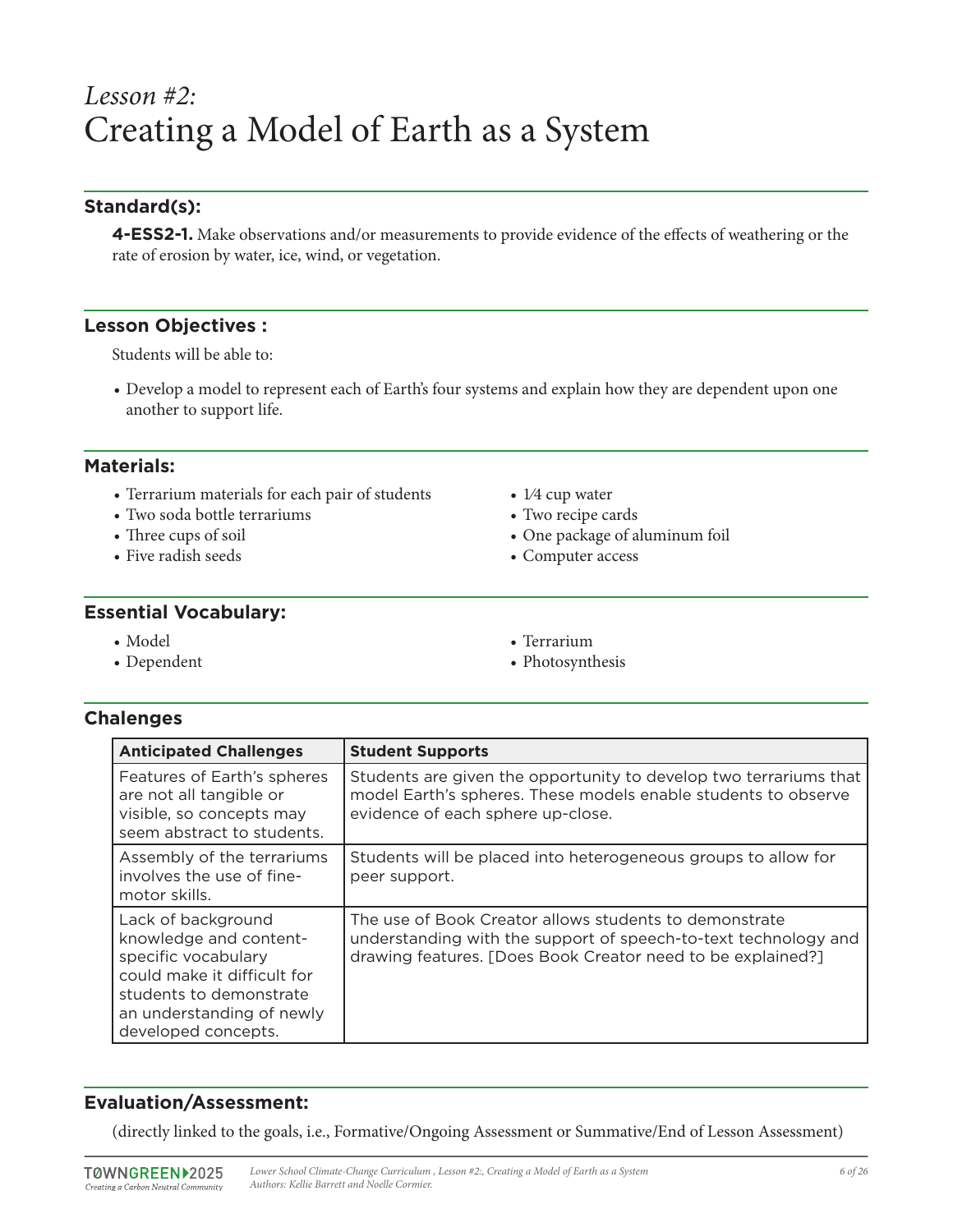# *Lesson #2:* Creating a Model of Earth as a System

## Standard(s):

**4-ESS2-1.** Make observations and/or measurements to provide evidence of the effects of weathering or the rate of erosion by water, ice, wind, or vegetation.

## Lesson Objectives :

Students will be able to:

- Develop a model to represent each of Earth's four systems and explain how they are dependent upon one another to support life.

## Materials:

- Terrarium materials for each pair of students
- Two soda bottle terrariums
- Three cups of soil
- Five radish seeds
- 1⁄4 cup water
- Two recipe cards
- One package of aluminum foil
- Computer access

## Essential Vocabulary:

- Model
- Dependent
- Terrarium
- Photosynthesis

## Chalenges

| Anticipated Challenges | Student Supports |
| --- | --- |
| Features of Earth's spheres are not all tangible or visible, so concepts may seem abstract to students. | Students are given the opportunity to develop two terrariums that model Earth's spheres. These models enable students to observe evidence of each sphere up-close. |
| Assembly of the terrariums involves the use of fine-motor skills. | Students will be placed into heterogeneous groups to allow for peer support. |
| Lack of background knowledge and content-specific vocabulary could make it difficult for students to demonstrate an understanding of newly developed concepts. | The use of Book Creator allows students to demonstrate understanding with the support of speech-to-text technology and drawing features. [Does Book Creator need to be explained?] |

## Evaluation/Assessment:

(directly linked to the goals, i.e., Formative/Ongoing Assessment or Summative/End of Lesson Assessment)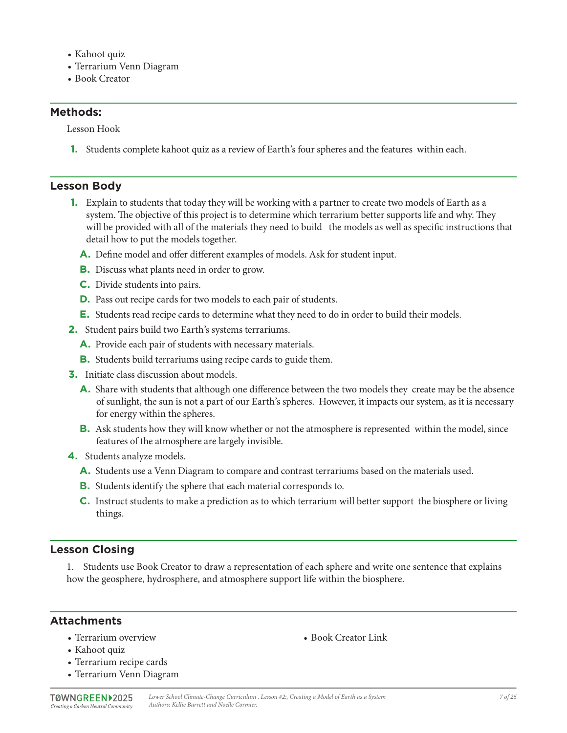- Kahoot quiz
- Terrarium Venn Diagram
- Book Creator

## Methods:

Lesson Hook

1. Students complete kahoot quiz as a review of Earth's four spheres and the features within each.

## Lesson Body

1. Explain to students that today they will be working with a partner to create two models of Earth as a system. The objective of this project is to determine which terrarium better supports life and why. They will be provided with all of the materials they need to build the models as well as specific instructions that detail how to put the models together.
   - A. Define model and offer different examples of models. Ask for student input.
   - B. Discuss what plants need in order to grow.
   - C. Divide students into pairs.
   - D. Pass out recipe cards for two models to each pair of students.
   - E. Students read recipe cards to determine what they need to do in order to build their models.
2. Student pairs build two Earth's systems terrariums.
   - A. Provide each pair of students with necessary materials.
   - B. Students build terrariums using recipe cards to guide them.
3. Initiate class discussion about models.
   - A. Share with students that although one difference between the two models they create may be the absence of sunlight, the sun is not a part of our Earth's spheres. However, it impacts our system, as it is necessary for energy within the spheres.
   - B. Ask students how they will know whether or not the atmosphere is represented within the model, since features of the atmosphere are largely invisible.
4. Students analyze models.
   - A. Students use a Venn Diagram to compare and contrast terrariums based on the materials used.
   - B. Students identify the sphere that each material corresponds to.
   - C. Instruct students to make a prediction as to which terrarium will better support the biosphere or living things.

## Lesson Closing

1. Students use Book Creator to draw a representation of each sphere and write one sentence that explains how the geosphere, hydrosphere, and atmosphere support life within the biosphere.

## Attachments

- Terrarium overview
- Kahoot quiz
- Terrarium recipe cards
- Terrarium Venn Diagram
- Book Creator Link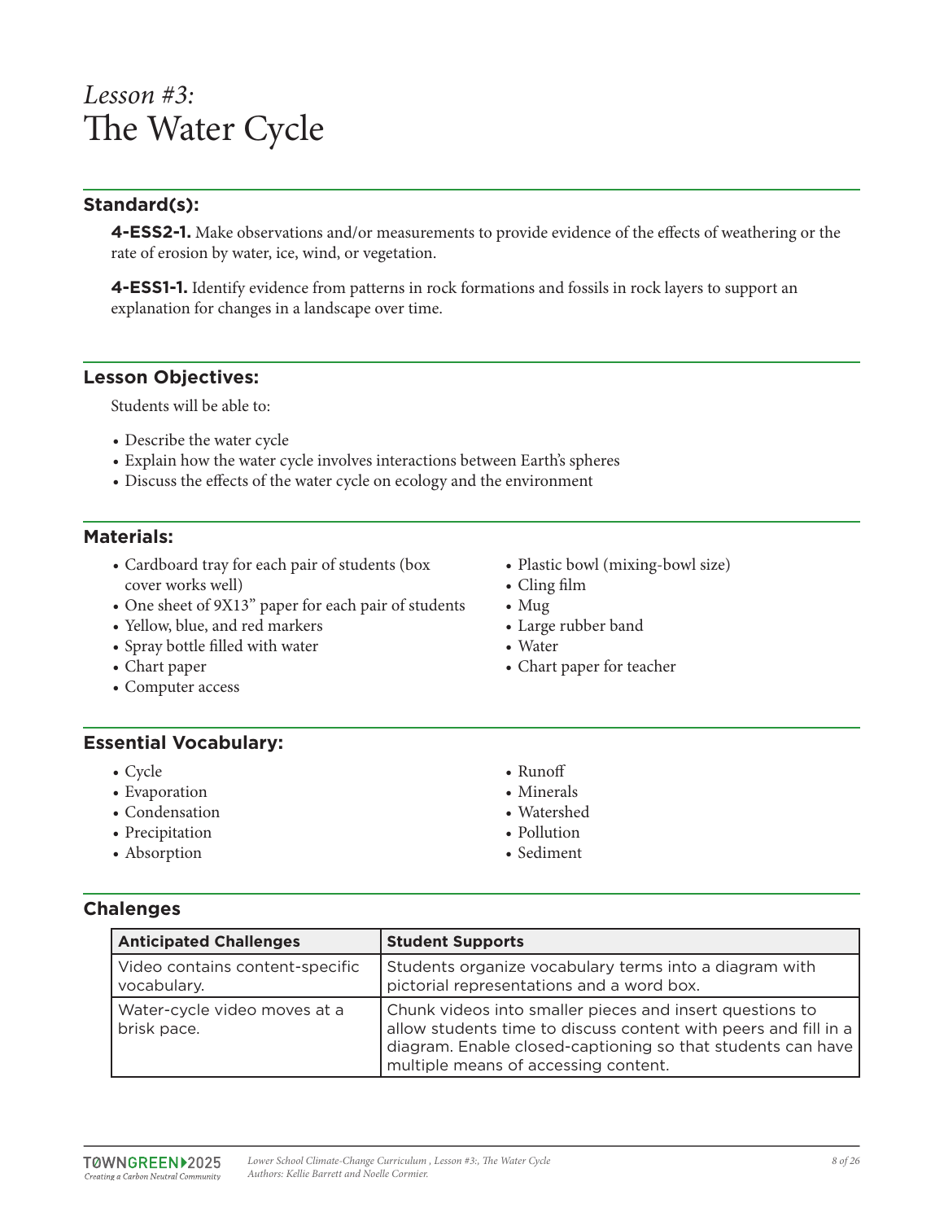*Lesson #3:*
# The Water Cycle

## Standard(s):

**4-ESS2-1.** Make observations and/or measurements to provide evidence of the effects of weathering or the rate of erosion by water, ice, wind, or vegetation.

**4-ESS1-1.** Identify evidence from patterns in rock formations and fossils in rock layers to support an explanation for changes in a landscape over time.

## Lesson Objectives:

Students will be able to:

- Describe the water cycle
- Explain how the water cycle involves interactions between Earth's spheres
- Discuss the effects of the water cycle on ecology and the environment

## Materials:

- Cardboard tray for each pair of students (box cover works well)
- One sheet of 9X13" paper for each pair of students
- Yellow, blue, and red markers
- Spray bottle filled with water
- Chart paper
- Computer access
- Plastic bowl (mixing-bowl size)
- Cling film
- Mug
- Large rubber band
- Water
- Chart paper for teacher

## Essential Vocabulary:

- Cycle
- Evaporation
- Condensation
- Precipitation
- Absorption
- Runoff
- Minerals
- Watershed
- Pollution
- Sediment

## Chalenges

| Anticipated Challenges | Student Supports |
|---|---|
| Video contains content-specific vocabulary. | Students organize vocabulary terms into a diagram with pictorial representations and a word box. |
| Water-cycle video moves at a brisk pace. | Chunk videos into smaller pieces and insert questions to allow students time to discuss content with peers and fill in a diagram. Enable closed-captioning so that students can have multiple means of accessing content. |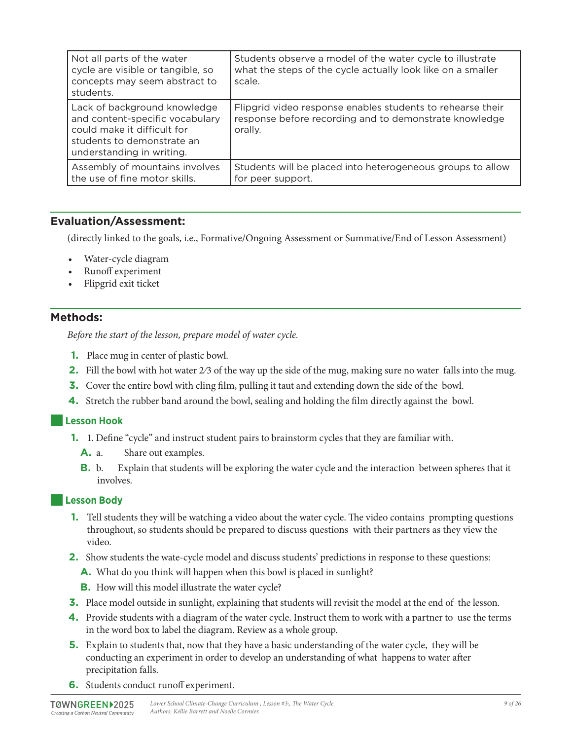| Not all parts of the water cycle are visible or tangible, so concepts may seem abstract to students. | Students observe a model of the water cycle to illustrate what the steps of the cycle actually look like on a smaller scale. |
|---|---|
| Lack of background knowledge and content-specific vocabulary could make it difficult for students to demonstrate an understanding in writing. | Flipgrid video response enables students to rehearse their response before recording and to demonstrate knowledge orally. |
| Assembly of mountains involves the use of fine motor skills. | Students will be placed into heterogeneous groups to allow for peer support. |

## Evaluation/Assessment:

(directly linked to the goals, i.e., Formative/Ongoing Assessment or Summative/End of Lesson Assessment)

- Water-cycle diagram
- Runoff experiment
- Flipgrid exit ticket

## Methods:

*Before the start of the lesson, prepare model of water cycle.*

1. Place mug in center of plastic bowl.
2. Fill the bowl with hot water 2⁄3 of the way up the side of the mug, making sure no water falls into the mug.
3. Cover the entire bowl with cling film, pulling it taut and extending down the side of the bowl.
4. Stretch the rubber band around the bowl, sealing and holding the film directly against the bowl.

### Lesson Hook

1. 1. Define "cycle" and instruct student pairs to brainstorm cycles that they are familiar with.
   - A. a. Share out examples.
   - B. b. Explain that students will be exploring the water cycle and the interaction between spheres that it involves.

### Lesson Body

1. Tell students they will be watching a video about the water cycle. The video contains prompting questions throughout, so students should be prepared to discuss questions with their partners as they view the video.
2. Show students the wate-cycle model and discuss students' predictions in response to these questions:
   - A. What do you think will happen when this bowl is placed in sunlight?
   - B. How will this model illustrate the water cycle?
3. Place model outside in sunlight, explaining that students will revisit the model at the end of the lesson.
4. Provide students with a diagram of the water cycle. Instruct them to work with a partner to use the terms in the word box to label the diagram. Review as a whole group.
5. Explain to students that, now that they have a basic understanding of the water cycle, they will be conducting an experiment in order to develop an understanding of what happens to water after precipitation falls.
6. Students conduct runoff experiment.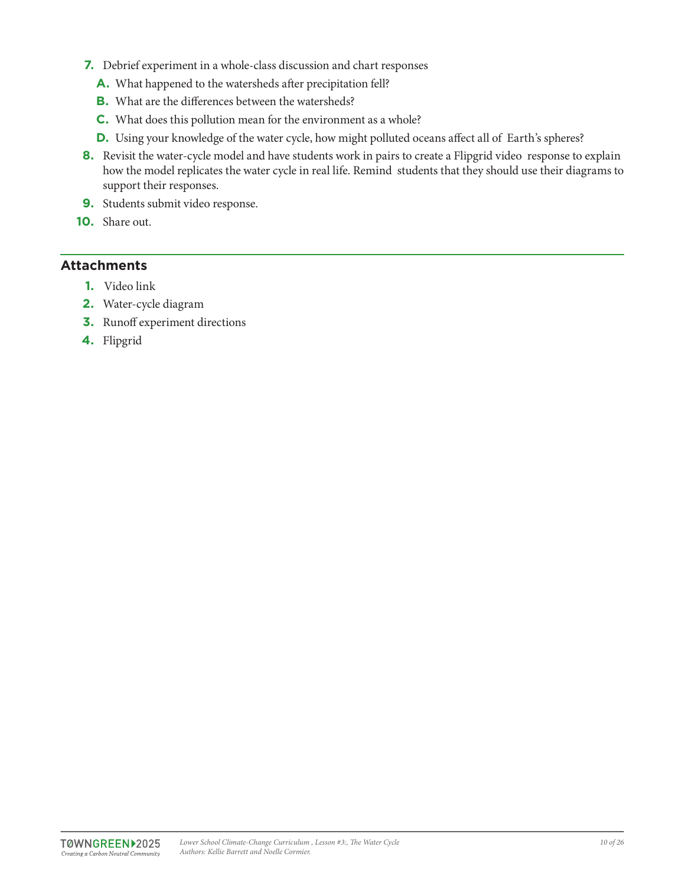7. Debrief experiment in a whole-class discussion and chart responses
   A. What happened to the watersheds after precipitation fell?
   B. What are the differences between the watersheds?
   C. What does this pollution mean for the environment as a whole?
   D. Using your knowledge of the water cycle, how might polluted oceans affect all of Earth's spheres?
8. Revisit the water-cycle model and have students work in pairs to create a Flipgrid video response to explain how the model replicates the water cycle in real life. Remind students that they should use their diagrams to support their responses.
9. Students submit video response.
10. Share out.

## Attachments

1. Video link
2. Water-cycle diagram
3. Runoff experiment directions
4. Flipgrid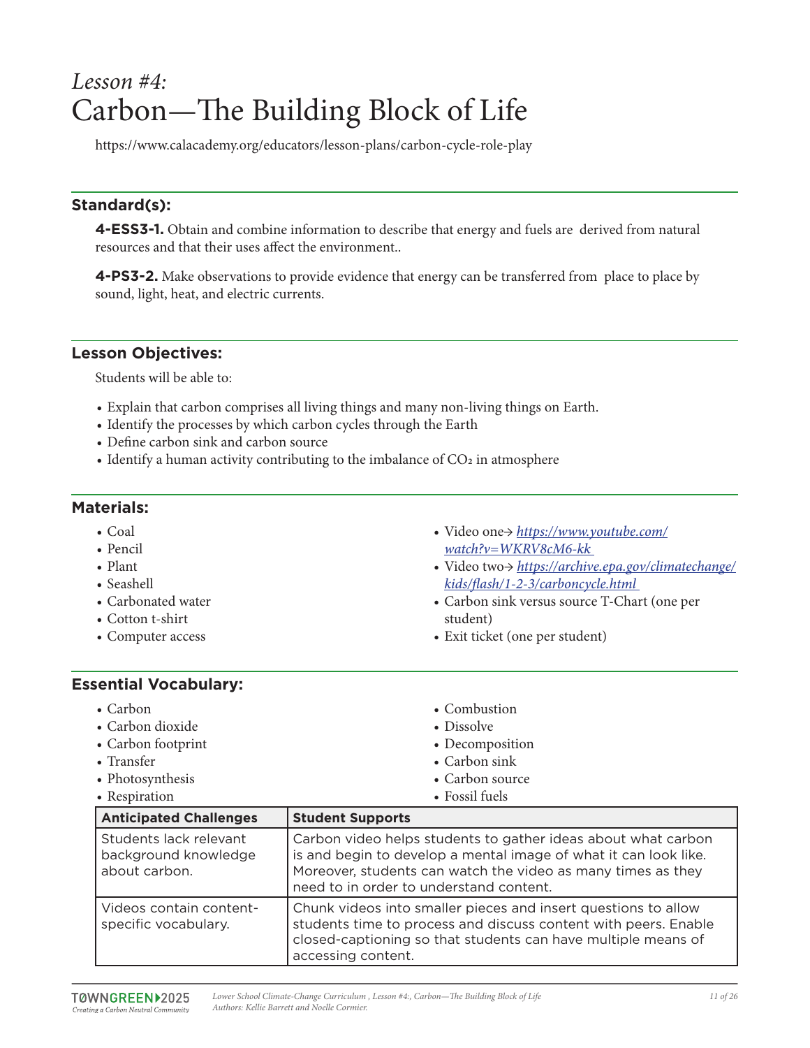*Lesson #4:*

# Carbon—The Building Block of Life

https://www.calacademy.org/educators/lesson-plans/carbon-cycle-role-play

## Standard(s):

**4-ESS3-1.** Obtain and combine information to describe that energy and fuels are derived from natural resources and that their uses affect the environment..

**4-PS3-2.** Make observations to provide evidence that energy can be transferred from place to place by sound, light, heat, and electric currents.

## Lesson Objectives:

Students will be able to:

- Explain that carbon comprises all living things and many non-living things on Earth.
- Identify the processes by which carbon cycles through the Earth
- Define carbon sink and carbon source
- Identify a human activity contributing to the imbalance of $CO_2$ in atmosphere

## Materials:

- Coal
- Pencil
- Plant
- Seashell
- Carbonated water
- Cotton t-shirt
- Computer access
- Video one→ *https://www.youtube.com/watch?v=WKRV8cM6-kk*
- Video two→ *https://archive.epa.gov/climatechange/kids/flash/1-2-3/carboncycle.html*
- Carbon sink versus source T-Chart (one per student)
- Exit ticket (one per student)

## Essential Vocabulary:

- Carbon
- Carbon dioxide
- Carbon footprint
- Transfer
- Photosynthesis
- Respiration
- Combustion
- Dissolve
- Decomposition
- Carbon sink
- Carbon source
- Fossil fuels

| Anticipated Challenges | Student Supports |
|---|---|
| Students lack relevant background knowledge about carbon. | Carbon video helps students to gather ideas about what carbon is and begin to develop a mental image of what it can look like. Moreover, students can watch the video as many times as they need to in order to understand content. |
| Videos contain content-specific vocabulary. | Chunk videos into smaller pieces and insert questions to allow students time to process and discuss content with peers. Enable closed-captioning so that students can have multiple means of accessing content. |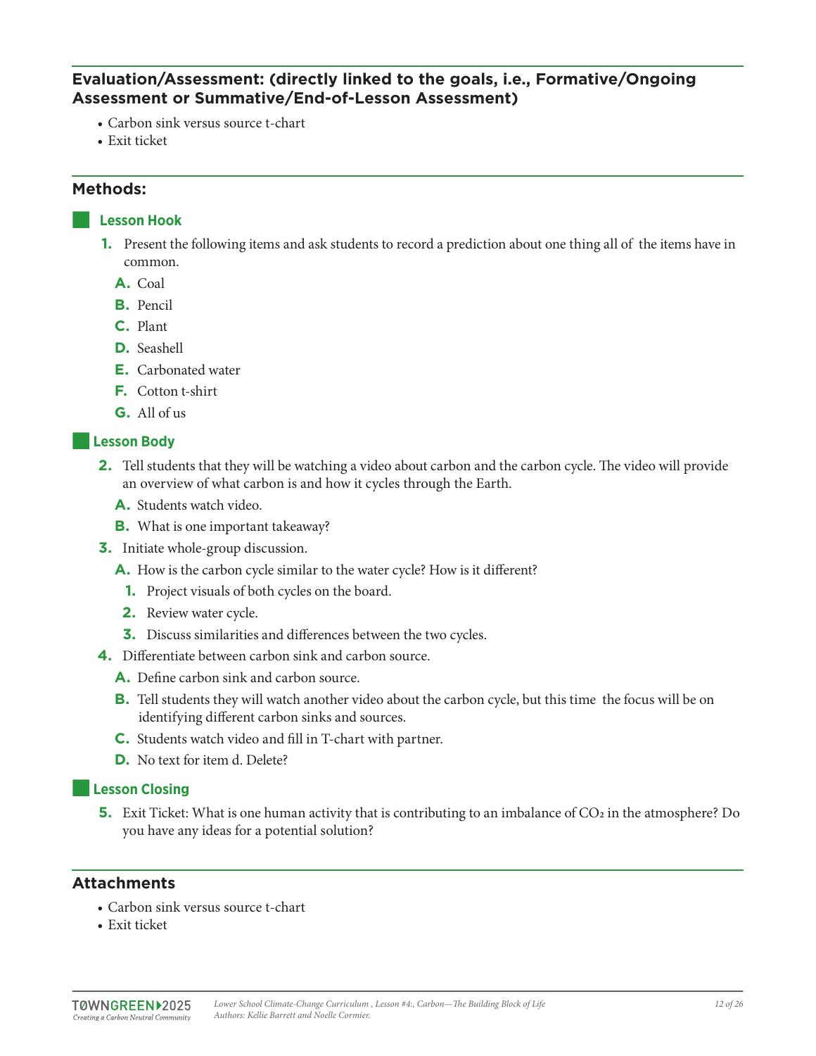## Evaluation/Assessment: (directly linked to the goals, i.e., Formative/Ongoing Assessment or Summative/End-of-Lesson Assessment)

- Carbon sink versus source t-chart
- Exit ticket

## Methods:

### Lesson Hook

1. Present the following items and ask students to record a prediction about one thing all of the items have in common.
   - A. Coal
   - B. Pencil
   - C. Plant
   - D. Seashell
   - E. Carbonated water
   - F. Cotton t-shirt
   - G. All of us

### Lesson Body

2. Tell students that they will be watching a video about carbon and the carbon cycle. The video will provide an overview of what carbon is and how it cycles through the Earth.
   - A. Students watch video.
   - B. What is one important takeaway?
3. Initiate whole-group discussion.
   - A. How is the carbon cycle similar to the water cycle? How is it different?
     1. Project visuals of both cycles on the board.
     2. Review water cycle.
     3. Discuss similarities and differences between the two cycles.
4. Differentiate between carbon sink and carbon source.
   - A. Define carbon sink and carbon source.
   - B. Tell students they will watch another video about the carbon cycle, but this time the focus will be on identifying different carbon sinks and sources.
   - C. Students watch video and fill in T-chart with partner.
   - D. No text for item d. Delete?

### Lesson Closing

5. Exit Ticket: What is one human activity that is contributing to an imbalance of $CO_2$ in the atmosphere? Do you have any ideas for a potential solution?

## Attachments

- Carbon sink versus source t-chart
- Exit ticket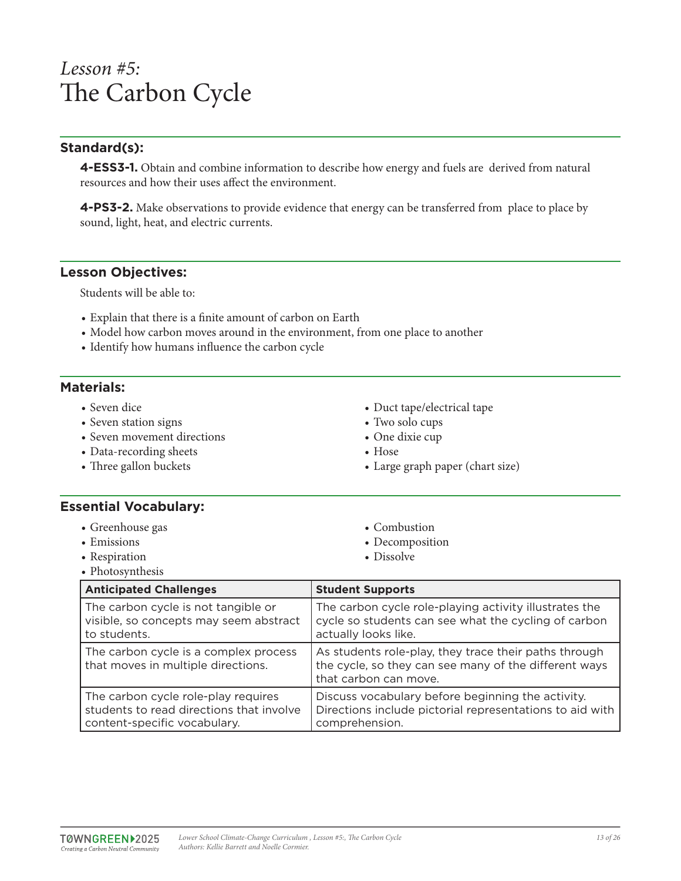*Lesson #5:*
# The Carbon Cycle

## Standard(s):

**4-ESS3-1.** Obtain and combine information to describe how energy and fuels are derived from natural resources and how their uses affect the environment.

**4-PS3-2.** Make observations to provide evidence that energy can be transferred from place to place by sound, light, heat, and electric currents.

## Lesson Objectives:

Students will be able to:

- Explain that there is a finite amount of carbon on Earth
- Model how carbon moves around in the environment, from one place to another
- Identify how humans influence the carbon cycle

## Materials:

- Seven dice
- Seven station signs
- Seven movement directions
- Data-recording sheets
- Three gallon buckets
- Duct tape/electrical tape
- Two solo cups
- One dixie cup
- Hose
- Large graph paper (chart size)

## Essential Vocabulary:

- Greenhouse gas
- Emissions
- Respiration
- Photosynthesis
- Combustion
- Decomposition
- Dissolve

| Anticipated Challenges | Student Supports |
|---|---|
| The carbon cycle is not tangible or visible, so concepts may seem abstract to students. | The carbon cycle role-playing activity illustrates the cycle so students can see what the cycling of carbon actually looks like. |
| The carbon cycle is a complex process that moves in multiple directions. | As students role-play, they trace their paths through the cycle, so they can see many of the different ways that carbon can move. |
| The carbon cycle role-play requires students to read directions that involve content-specific vocabulary. | Discuss vocabulary before beginning the activity. Directions include pictorial representations to aid with comprehension. |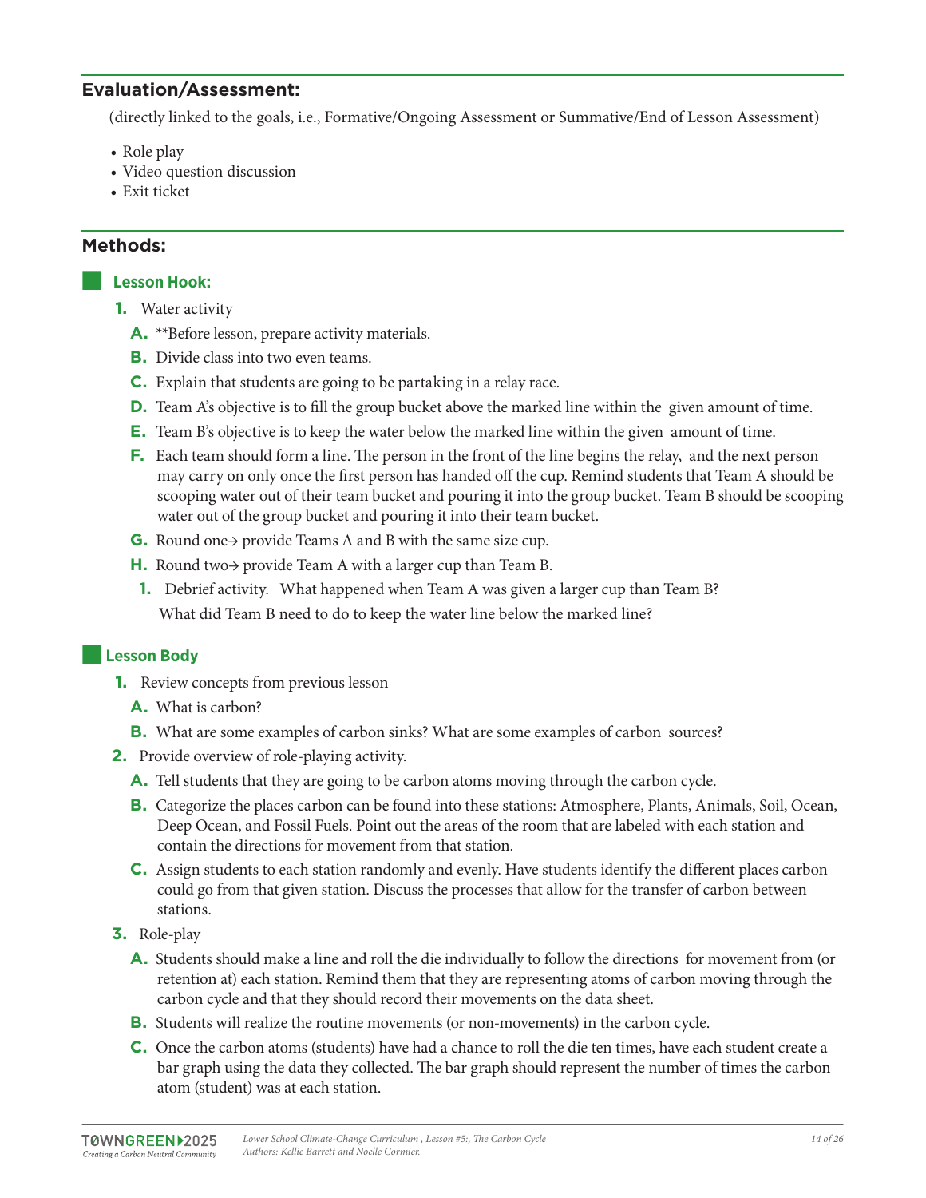## Evaluation/Assessment:

(directly linked to the goals, i.e., Formative/Ongoing Assessment or Summative/End of Lesson Assessment)

- Role play
- Video question discussion
- Exit ticket

## Methods:

### Lesson Hook:

1. Water activity
   - A. **Before lesson, prepare activity materials.
   - B. Divide class into two even teams.
   - C. Explain that students are going to be partaking in a relay race.
   - D. Team A's objective is to fill the group bucket above the marked line within the given amount of time.
   - E. Team B's objective is to keep the water below the marked line within the given amount of time.
   - F. Each team should form a line. The person in the front of the line begins the relay, and the next person may carry on only once the first person has handed off the cup. Remind students that Team A should be scooping water out of their team bucket and pouring it into the group bucket. Team B should be scooping water out of the group bucket and pouring it into their team bucket.
   - G. Round one→ provide Teams A and B with the same size cup.
   - H. Round two→ provide Team A with a larger cup than Team B.
     1. Debrief activity. What happened when Team A was given a larger cup than Team B? What did Team B need to do to keep the water line below the marked line?

### Lesson Body

1. Review concepts from previous lesson
   - A. What is carbon?
   - B. What are some examples of carbon sinks? What are some examples of carbon sources?
2. Provide overview of role-playing activity.
   - A. Tell students that they are going to be carbon atoms moving through the carbon cycle.
   - B. Categorize the places carbon can be found into these stations: Atmosphere, Plants, Animals, Soil, Ocean, Deep Ocean, and Fossil Fuels. Point out the areas of the room that are labeled with each station and contain the directions for movement from that station.
   - C. Assign students to each station randomly and evenly. Have students identify the different places carbon could go from that given station. Discuss the processes that allow for the transfer of carbon between stations.
3. Role-play
   - A. Students should make a line and roll the die individually to follow the directions for movement from (or retention at) each station. Remind them that they are representing atoms of carbon moving through the carbon cycle and that they should record their movements on the data sheet.
   - B. Students will realize the routine movements (or non-movements) in the carbon cycle.
   - C. Once the carbon atoms (students) have had a chance to roll the die ten times, have each student create a bar graph using the data they collected. The bar graph should represent the number of times the carbon atom (student) was at each station.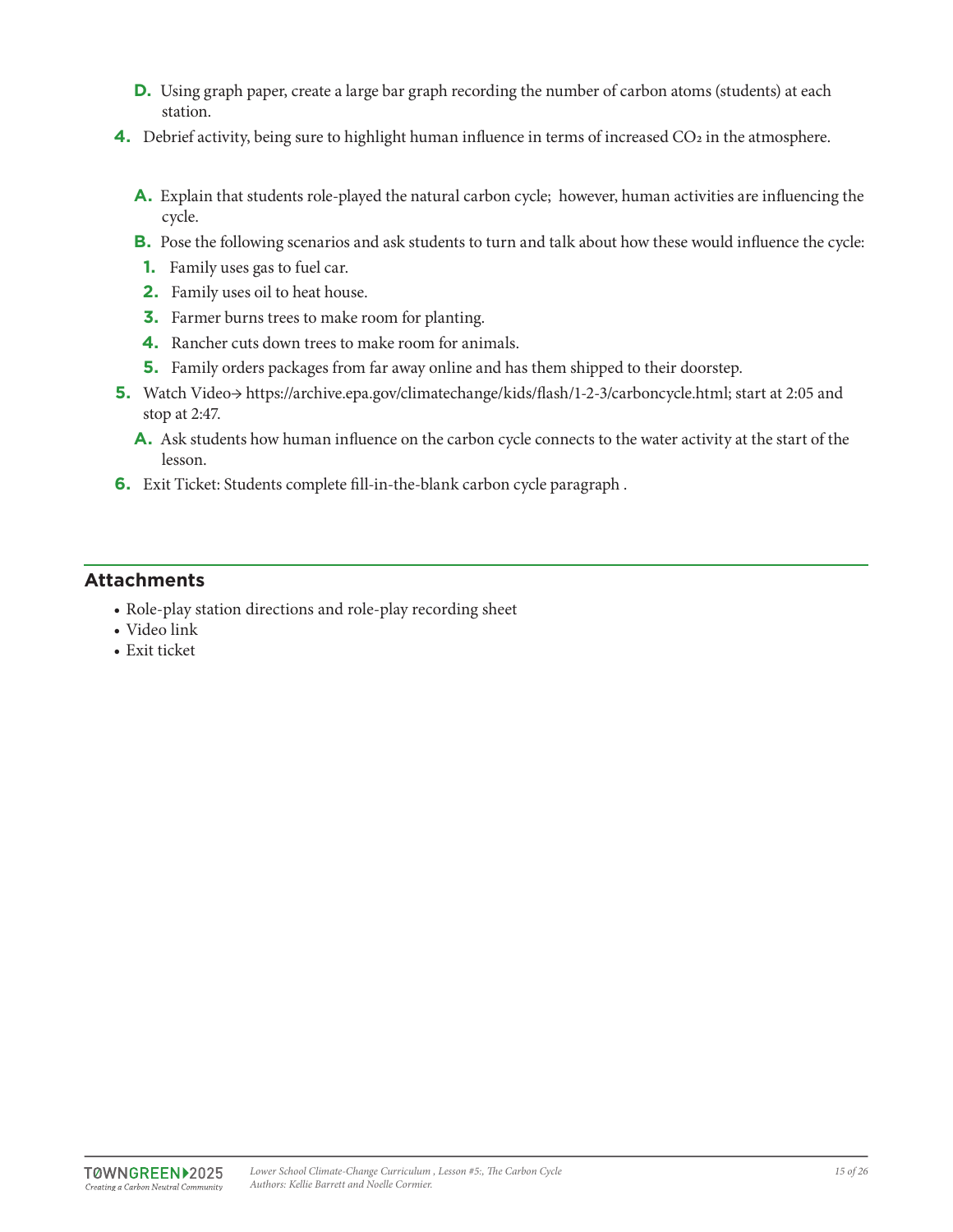- **D.** Using graph paper, create a large bar graph recording the number of carbon atoms (students) at each station.

4. Debrief activity, being sure to highlight human influence in terms of increased $CO_2$ in the atmosphere.

   - **A.** Explain that students role-played the natural carbon cycle; however, human activities are influencing the cycle.
   - **B.** Pose the following scenarios and ask students to turn and talk about how these would influence the cycle:
     1. Family uses gas to fuel car.
     2. Family uses oil to heat house.
     3. Farmer burns trees to make room for planting.
     4. Rancher cuts down trees to make room for animals.
     5. Family orders packages from far away online and has them shipped to their doorstep.

5. Watch Video→ https://archive.epa.gov/climatechange/kids/flash/1-2-3/carboncycle.html; start at 2:05 and stop at 2:47.
   - **A.** Ask students how human influence on the carbon cycle connects to the water activity at the start of the lesson.

6. Exit Ticket: Students complete fill-in-the-blank carbon cycle paragraph .

## Attachments

- Role-play station directions and role-play recording sheet
- Video link
- Exit ticket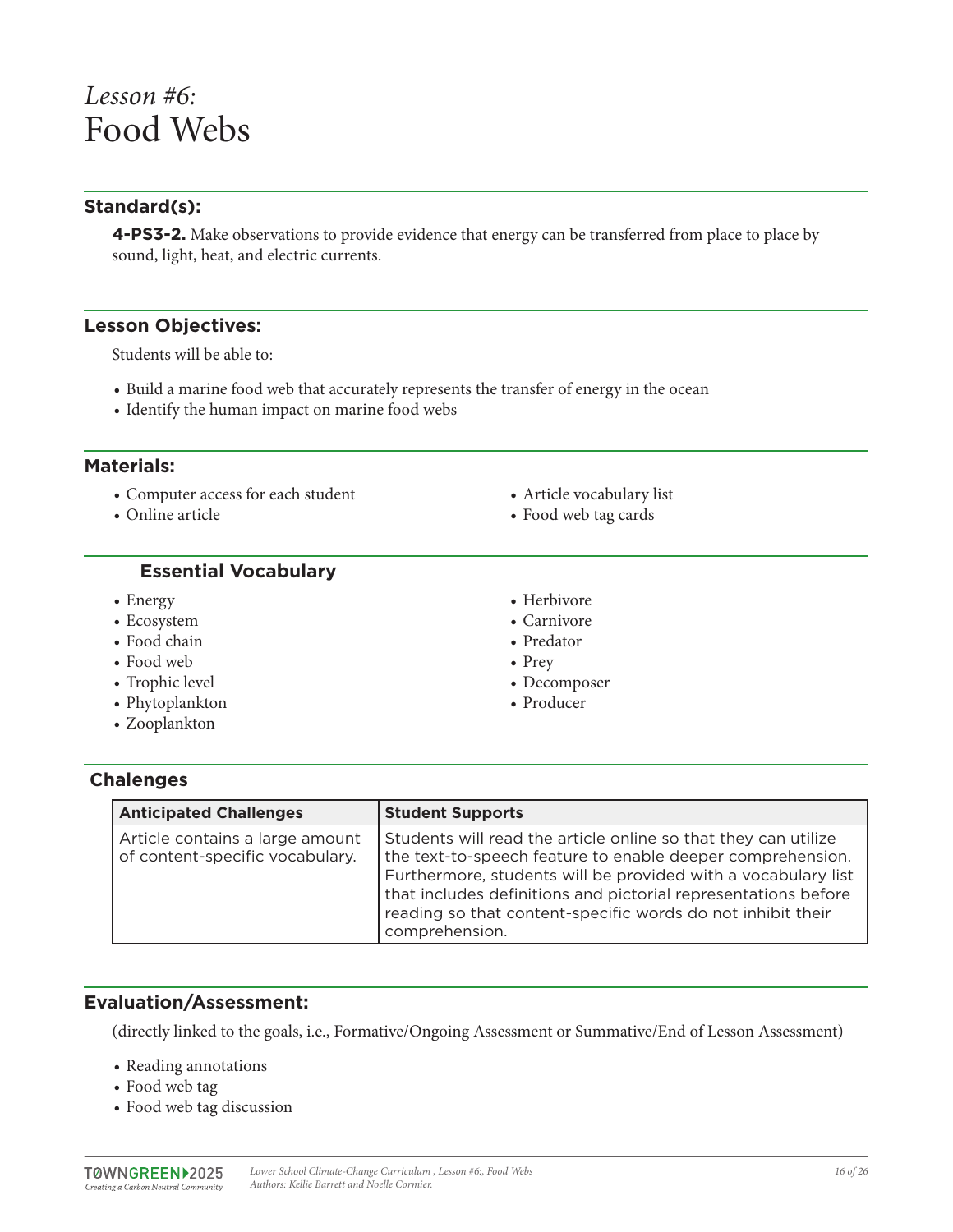# *Lesson #6:* Food Webs

## Standard(s):

**4-PS3-2.** Make observations to provide evidence that energy can be transferred from place to place by sound, light, heat, and electric currents.

## Lesson Objectives:

Students will be able to:

- Build a marine food web that accurately represents the transfer of energy in the ocean
- Identify the human impact on marine food webs

## Materials:

- Computer access for each student
- Online article
- Article vocabulary list
- Food web tag cards

## Essential Vocabulary

- Energy
- Ecosystem
- Food chain
- Food web
- Trophic level
- Phytoplankton
- Zooplankton
- Herbivore
- Carnivore
- Predator
- Prey
- Decomposer
- Producer

## Chalenges

| Anticipated Challenges | Student Supports |
|---|---|
| Article contains a large amount of content-specific vocabulary. | Students will read the article online so that they can utilize the text-to-speech feature to enable deeper comprehension. Furthermore, students will be provided with a vocabulary list that includes definitions and pictorial representations before reading so that content-specific words do not inhibit their comprehension. |

## Evaluation/Assessment:

(directly linked to the goals, i.e., Formative/Ongoing Assessment or Summative/End of Lesson Assessment)

- Reading annotations
- Food web tag
- Food web tag discussion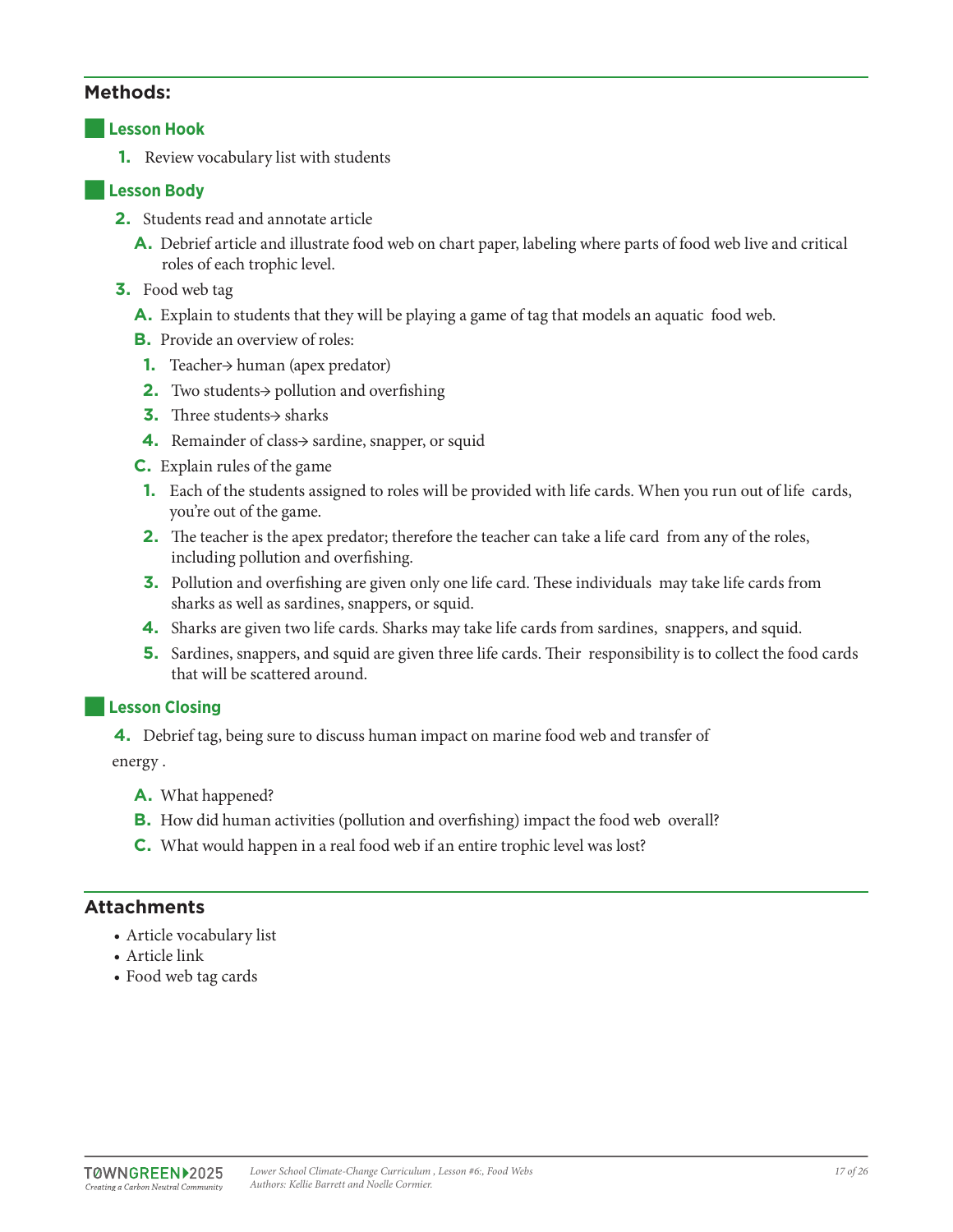## Methods:

### Lesson Hook

1. Review vocabulary list with students

### Lesson Body

2. Students read and annotate article
   - A. Debrief article and illustrate food web on chart paper, labeling where parts of food web live and critical roles of each trophic level.
3. Food web tag
   - A. Explain to students that they will be playing a game of tag that models an aquatic food web.
   - B. Provide an overview of roles:
     1. Teacher→ human (apex predator)
     2. Two students→ pollution and overfishing
     3. Three students→ sharks
     4. Remainder of class→ sardine, snapper, or squid
   - C. Explain rules of the game
     1. Each of the students assigned to roles will be provided with life cards. When you run out of life cards, you're out of the game.
     2. The teacher is the apex predator; therefore the teacher can take a life card from any of the roles, including pollution and overfishing.
     3. Pollution and overfishing are given only one life card. These individuals may take life cards from sharks as well as sardines, snappers, or squid.
     4. Sharks are given two life cards. Sharks may take life cards from sardines, snappers, and squid.
     5. Sardines, snappers, and squid are given three life cards. Their responsibility is to collect the food cards that will be scattered around.

### Lesson Closing

4. Debrief tag, being sure to discuss human impact on marine food web and transfer of energy .
   - A. What happened?
   - B. How did human activities (pollution and overfishing) impact the food web overall?
   - C. What would happen in a real food web if an entire trophic level was lost?

## Attachments

- Article vocabulary list
- Article link
- Food web tag cards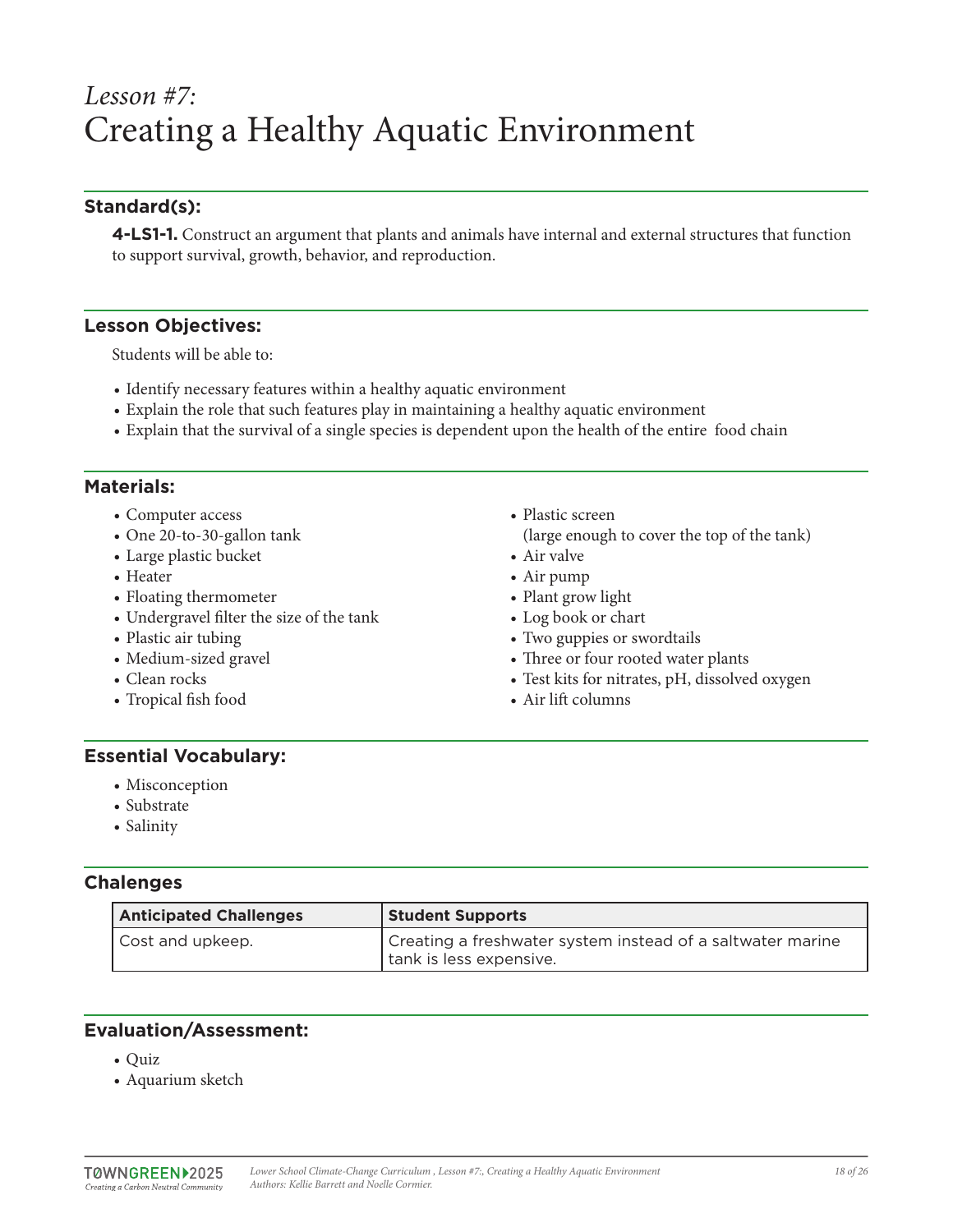# *Lesson #7:* Creating a Healthy Aquatic Environment

## Standard(s):

**4-LS1-1.** Construct an argument that plants and animals have internal and external structures that function to support survival, growth, behavior, and reproduction.

## Lesson Objectives:

Students will be able to:

- Identify necessary features within a healthy aquatic environment
- Explain the role that such features play in maintaining a healthy aquatic environment
- Explain that the survival of a single species is dependent upon the health of the entire food chain

## Materials:

- Computer access
- One 20-to-30-gallon tank
- Large plastic bucket
- Heater
- Floating thermometer
- Undergravel filter the size of the tank
- Plastic air tubing
- Medium-sized gravel
- Clean rocks
- Tropical fish food
- Plastic screen (large enough to cover the top of the tank)
- Air valve
- Air pump
- Plant grow light
- Log book or chart
- Two guppies or swordtails
- Three or four rooted water plants
- Test kits for nitrates, pH, dissolved oxygen
- Air lift columns

## Essential Vocabulary:

- Misconception
- Substrate
- Salinity

## Chalenges

| Anticipated Challenges | Student Supports |
| --- | --- |
| Cost and upkeep. | Creating a freshwater system instead of a saltwater marine tank is less expensive. |

## Evaluation/Assessment:

- Quiz
- Aquarium sketch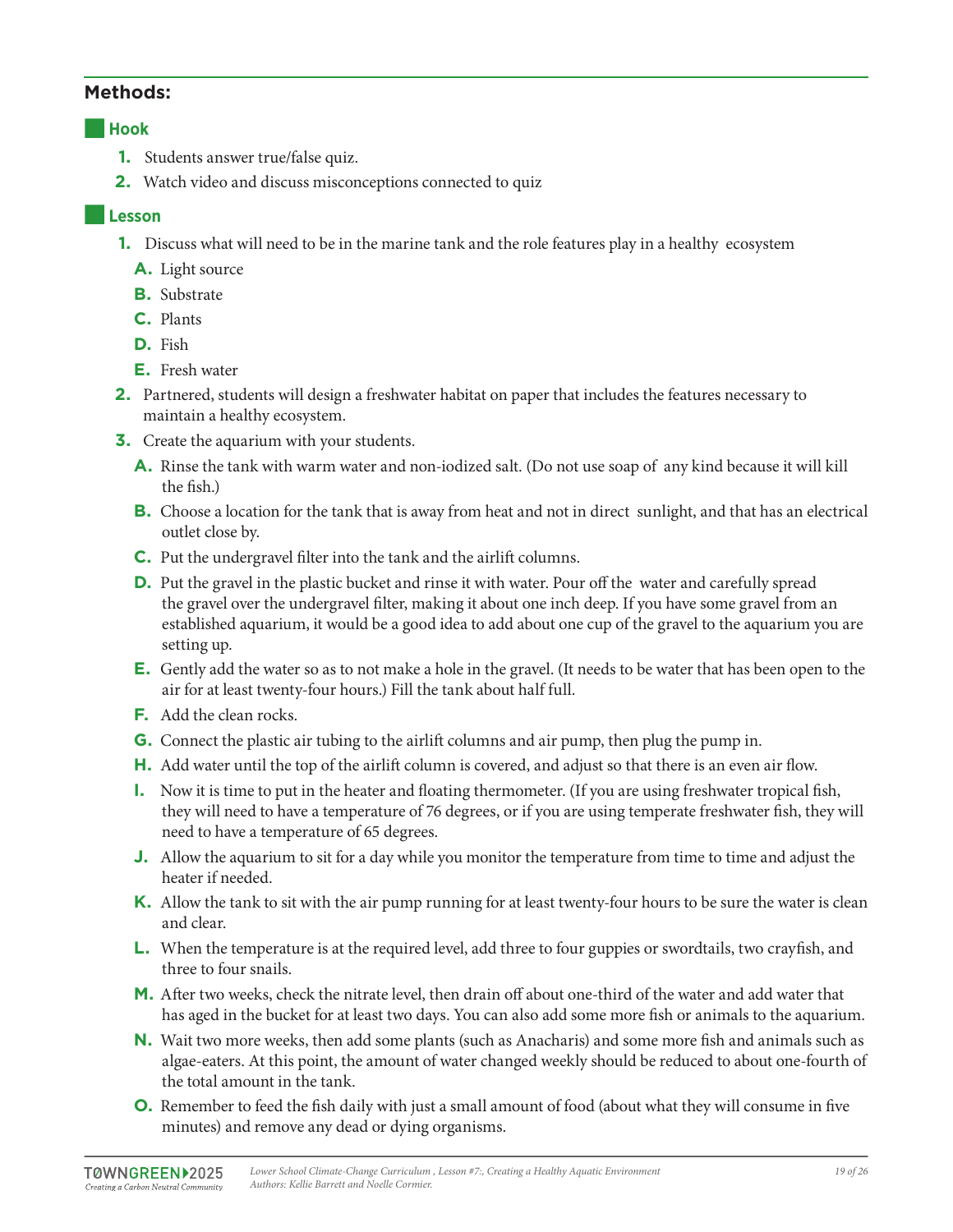## Methods:

### Hook

1. Students answer true/false quiz.
2. Watch video and discuss misconceptions connected to quiz

### Lesson

1. Discuss what will need to be in the marine tank and the role features play in a healthy ecosystem
   - A. Light source
   - B. Substrate
   - C. Plants
   - D. Fish
   - E. Fresh water
2. Partnered, students will design a freshwater habitat on paper that includes the features necessary to maintain a healthy ecosystem.
3. Create the aquarium with your students.
   - A. Rinse the tank with warm water and non-iodized salt. (Do not use soap of any kind because it will kill the fish.)
   - B. Choose a location for the tank that is away from heat and not in direct sunlight, and that has an electrical outlet close by.
   - C. Put the undergravel filter into the tank and the airlift columns.
   - D. Put the gravel in the plastic bucket and rinse it with water. Pour off the water and carefully spread the gravel over the undergravel filter, making it about one inch deep. If you have some gravel from an established aquarium, it would be a good idea to add about one cup of the gravel to the aquarium you are setting up.
   - E. Gently add the water so as to not make a hole in the gravel. (It needs to be water that has been open to the air for at least twenty-four hours.) Fill the tank about half full.
   - F. Add the clean rocks.
   - G. Connect the plastic air tubing to the airlift columns and air pump, then plug the pump in.
   - H. Add water until the top of the airlift column is covered, and adjust so that there is an even air flow.
   - I. Now it is time to put in the heater and floating thermometer. (If you are using freshwater tropical fish, they will need to have a temperature of 76 degrees, or if you are using temperate freshwater fish, they will need to have a temperature of 65 degrees.
   - J. Allow the aquarium to sit for a day while you monitor the temperature from time to time and adjust the heater if needed.
   - K. Allow the tank to sit with the air pump running for at least twenty-four hours to be sure the water is clean and clear.
   - L. When the temperature is at the required level, add three to four guppies or swordtails, two crayfish, and three to four snails.
   - M. After two weeks, check the nitrate level, then drain off about one-third of the water and add water that has aged in the bucket for at least two days. You can also add some more fish or animals to the aquarium.
   - N. Wait two more weeks, then add some plants (such as Anacharis) and some more fish and animals such as algae-eaters. At this point, the amount of water changed weekly should be reduced to about one-fourth of the total amount in the tank.
   - O. Remember to feed the fish daily with just a small amount of food (about what they will consume in five minutes) and remove any dead or dying organisms.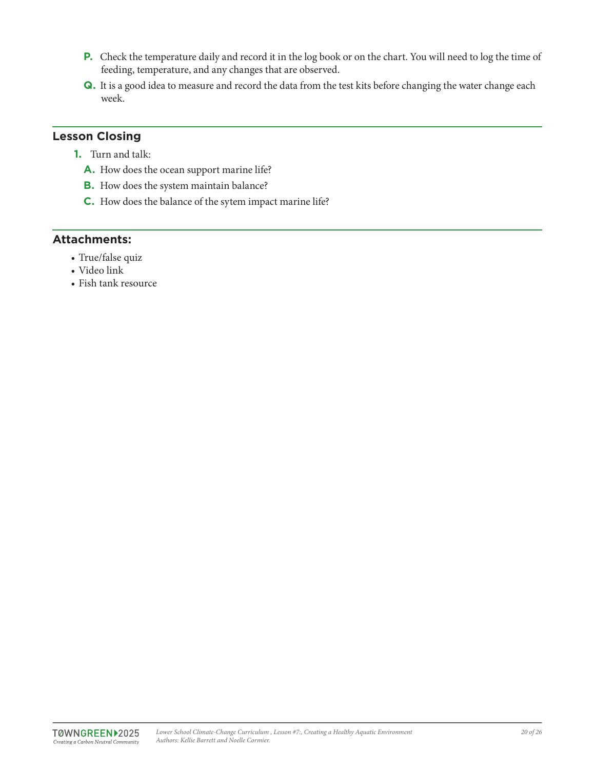P. Check the temperature daily and record it in the log book or on the chart. You will need to log the time of feeding, temperature, and any changes that are observed.

Q. It is a good idea to measure and record the data from the test kits before changing the water change each week.

## Lesson Closing

1. Turn and talk:
   A. How does the ocean support marine life?
   B. How does the system maintain balance?
   C. How does the balance of the sytem impact marine life?

## Attachments:

- True/false quiz
- Video link
- Fish tank resource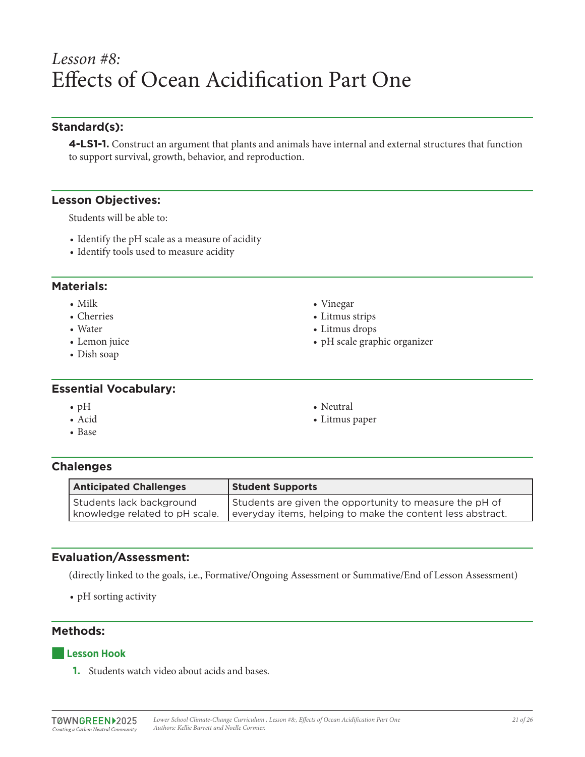# *Lesson #8:*
# Effects of Ocean Acidification Part One

## Standard(s):

**4-LS1-1.** Construct an argument that plants and animals have internal and external structures that function to support survival, growth, behavior, and reproduction.

## Lesson Objectives:

Students will be able to:

- Identify the pH scale as a measure of acidity
- Identify tools used to measure acidity

## Materials:

- Milk
- Cherries
- Water
- Lemon juice
- Dish soap
- Vinegar
- Litmus strips
- Litmus drops
- pH scale graphic organizer

## Essential Vocabulary:

- pH
- Acid
- Base
- Neutral
- Litmus paper

## Chalenges

| Anticipated Challenges | Student Supports |
|---|---|
| Students lack background knowledge related to pH scale. | Students are given the opportunity to measure the pH of everyday items, helping to make the content less abstract. |

## Evaluation/Assessment:

(directly linked to the goals, i.e., Formative/Ongoing Assessment or Summative/End of Lesson Assessment)

- pH sorting activity

## Methods:

### Lesson Hook

1. Students watch video about acids and bases.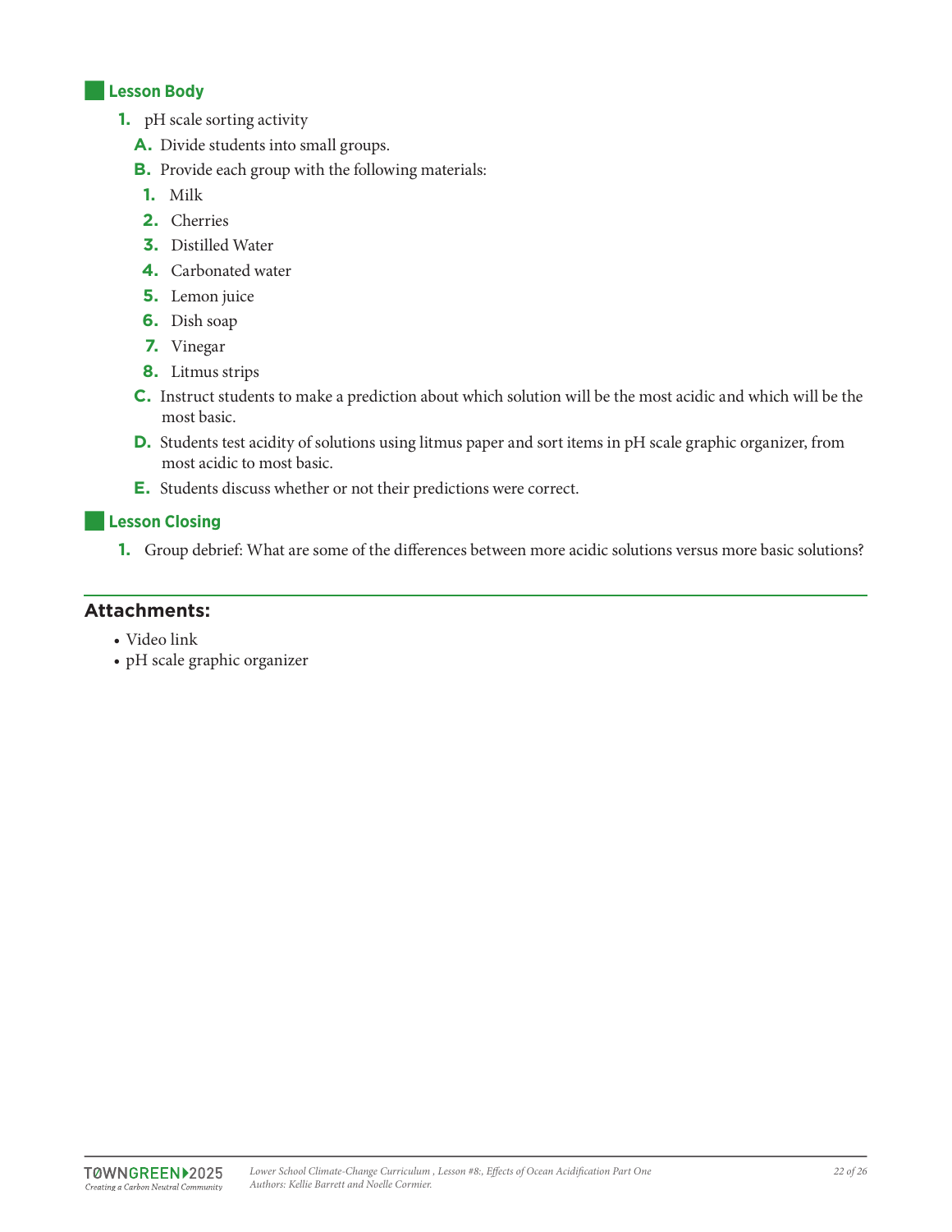## Lesson Body

1. pH scale sorting activity
   - **A.** Divide students into small groups.
   - **B.** Provide each group with the following materials:
     1. Milk
     2. Cherries
     3. Distilled Water
     4. Carbonated water
     5. Lemon juice
     6. Dish soap
     7. Vinegar
     8. Litmus strips
   - **C.** Instruct students to make a prediction about which solution will be the most acidic and which will be the most basic.
   - **D.** Students test acidity of solutions using litmus paper and sort items in pH scale graphic organizer, from most acidic to most basic.
   - **E.** Students discuss whether or not their predictions were correct.

## Lesson Closing

1. Group debrief: What are some of the differences between more acidic solutions versus more basic solutions?

---

## Attachments:

- Video link
- pH scale graphic organizer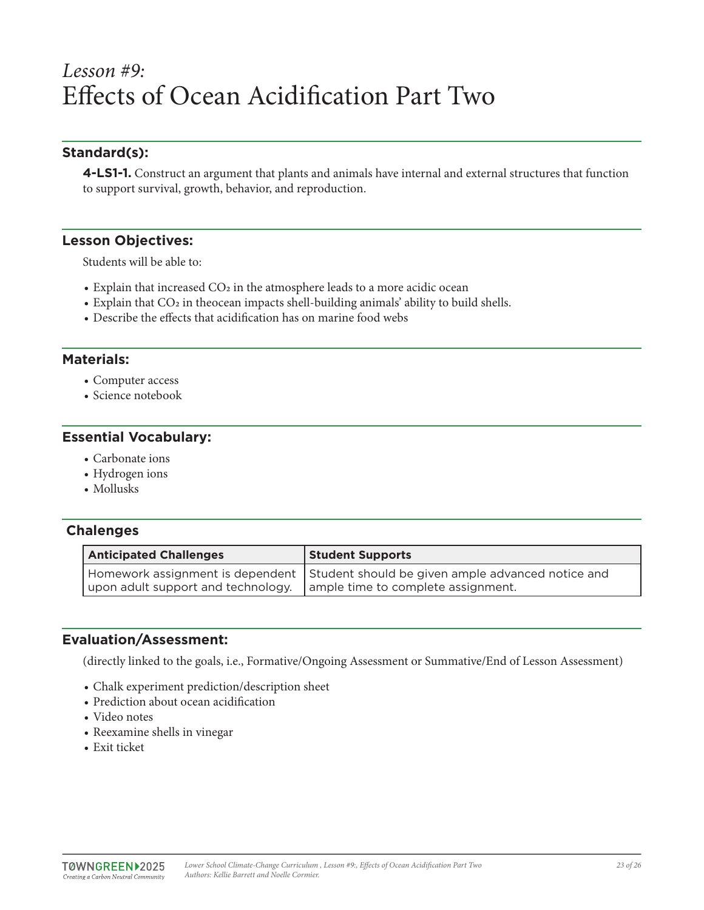*Lesson #9:*
# Effects of Ocean Acidification Part Two

## Standard(s):

**4-LS1-1.** Construct an argument that plants and animals have internal and external structures that function to support survival, growth, behavior, and reproduction.

## Lesson Objectives:

Students will be able to:

- Explain that increased $CO_2$ in the atmosphere leads to a more acidic ocean
- Explain that $CO_2$ in theocean impacts shell-building animals' ability to build shells.
- Describe the effects that acidification has on marine food webs

## Materials:

- Computer access
- Science notebook

## Essential Vocabulary:

- Carbonate ions
- Hydrogen ions
- Mollusks

## Chalenges

| Anticipated Challenges | Student Supports |
|---|---|
| Homework assignment is dependent upon adult support and technology. | Student should be given ample advanced notice and ample time to complete assignment. |

## Evaluation/Assessment:

(directly linked to the goals, i.e., Formative/Ongoing Assessment or Summative/End of Lesson Assessment)

- Chalk experiment prediction/description sheet
- Prediction about ocean acidification
- Video notes
- Reexamine shells in vinegar
- Exit ticket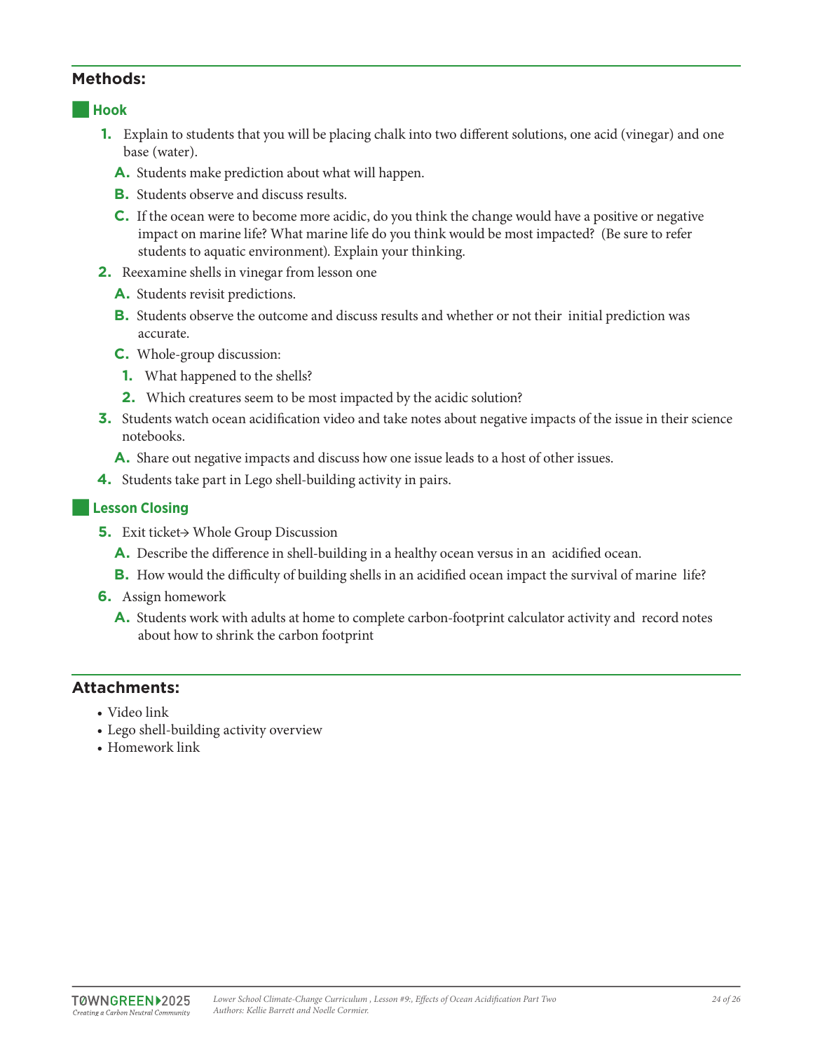## Methods:

### Hook

1. Explain to students that you will be placing chalk into two different solutions, one acid (vinegar) and one base (water).
   - A. Students make prediction about what will happen.
   - B. Students observe and discuss results.
   - C. If the ocean were to become more acidic, do you think the change would have a positive or negative impact on marine life? What marine life do you think would be most impacted? (Be sure to refer students to aquatic environment). Explain your thinking.
2. Reexamine shells in vinegar from lesson one
   - A. Students revisit predictions.
   - B. Students observe the outcome and discuss results and whether or not their initial prediction was accurate.
   - C. Whole-group discussion:
     1. What happened to the shells?
     2. Which creatures seem to be most impacted by the acidic solution?
3. Students watch ocean acidification video and take notes about negative impacts of the issue in their science notebooks.
   - A. Share out negative impacts and discuss how one issue leads to a host of other issues.
4. Students take part in Lego shell-building activity in pairs.

### Lesson Closing

5. Exit ticket→ Whole Group Discussion
   - A. Describe the difference in shell-building in a healthy ocean versus in an acidified ocean.
   - B. How would the difficulty of building shells in an acidified ocean impact the survival of marine life?
6. Assign homework
   - A. Students work with adults at home to complete carbon-footprint calculator activity and record notes about how to shrink the carbon footprint

## Attachments:

- Video link
- Lego shell-building activity overview
- Homework link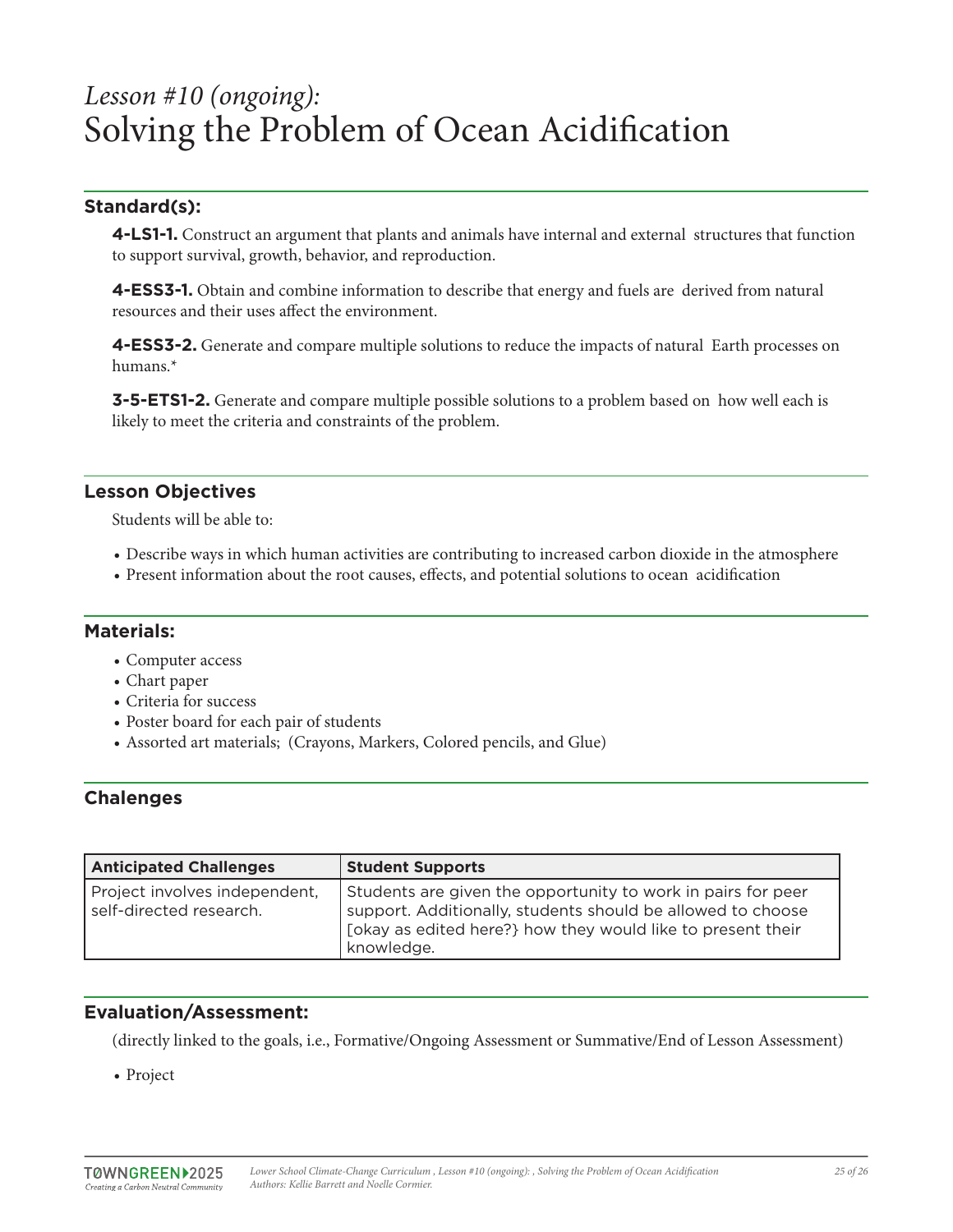# *Lesson #10 (ongoing):*
# Solving the Problem of Ocean Acidification

## Standard(s):

**4-LS1-1.** Construct an argument that plants and animals have internal and external structures that function to support survival, growth, behavior, and reproduction.

**4-ESS3-1.** Obtain and combine information to describe that energy and fuels are derived from natural resources and their uses affect the environment.

**4-ESS3-2.** Generate and compare multiple solutions to reduce the impacts of natural Earth processes on humans.*

**3-5-ETS1-2.** Generate and compare multiple possible solutions to a problem based on how well each is likely to meet the criteria and constraints of the problem.

## Lesson Objectives

Students will be able to:

- Describe ways in which human activities are contributing to increased carbon dioxide in the atmosphere
- Present information about the root causes, effects, and potential solutions to ocean acidification

## Materials:

- Computer access
- Chart paper
- Criteria for success
- Poster board for each pair of students
- Assorted art materials; (Crayons, Markers, Colored pencils, and Glue)

## Chalenges

| Anticipated Challenges | Student Supports |
|---|---|
| Project involves independent, self-directed research. | Students are given the opportunity to work in pairs for peer support. Additionally, students should be allowed to choose [okay as edited here?} how they would like to present their knowledge. |

## Evaluation/Assessment:

(directly linked to the goals, i.e., Formative/Ongoing Assessment or Summative/End of Lesson Assessment)

- Project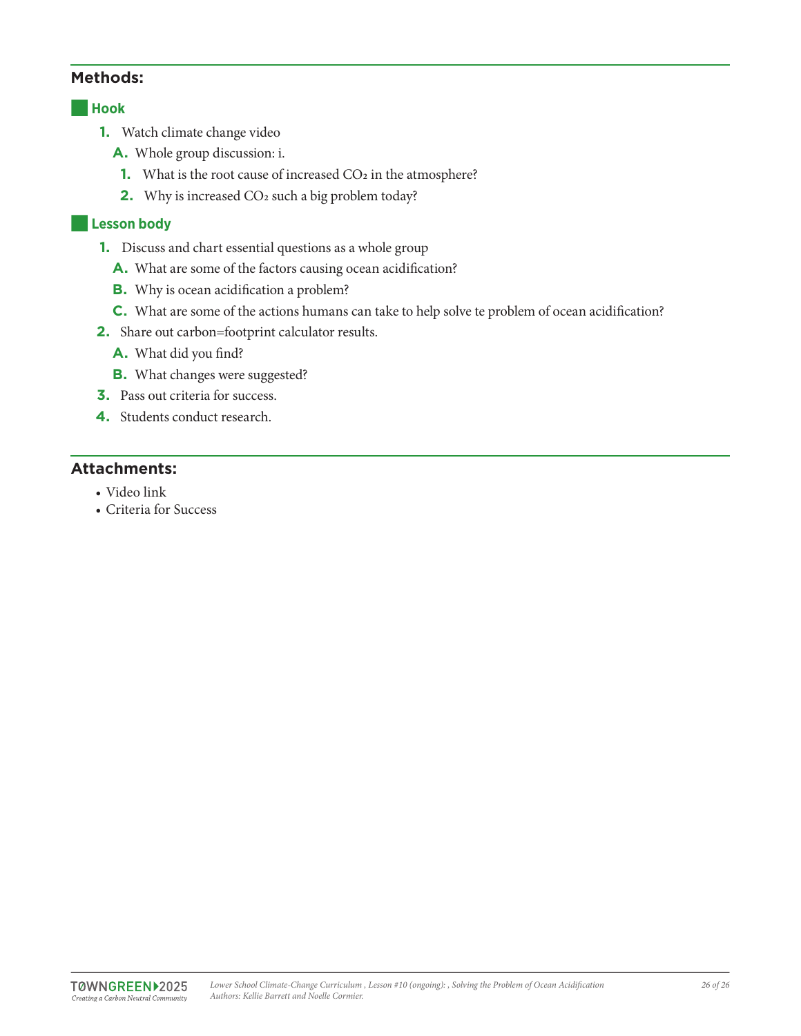## Methods:

### Hook

1. Watch climate change video
   - A. Whole group discussion: i.
     1. What is the root cause of increased $CO_2$ in the atmosphere?
     2. Why is increased $CO_2$ such a big problem today?

### Lesson body

1. Discuss and chart essential questions as a whole group
   - A. What are some of the factors causing ocean acidification?
   - B. Why is ocean acidification a problem?
   - C. What are some of the actions humans can take to help solve te problem of ocean acidification?
2. Share out carbon=footprint calculator results.
   - A. What did you find?
   - B. What changes were suggested?
3. Pass out criteria for success.
4. Students conduct research.

## Attachments:

- Video link
- Criteria for Success